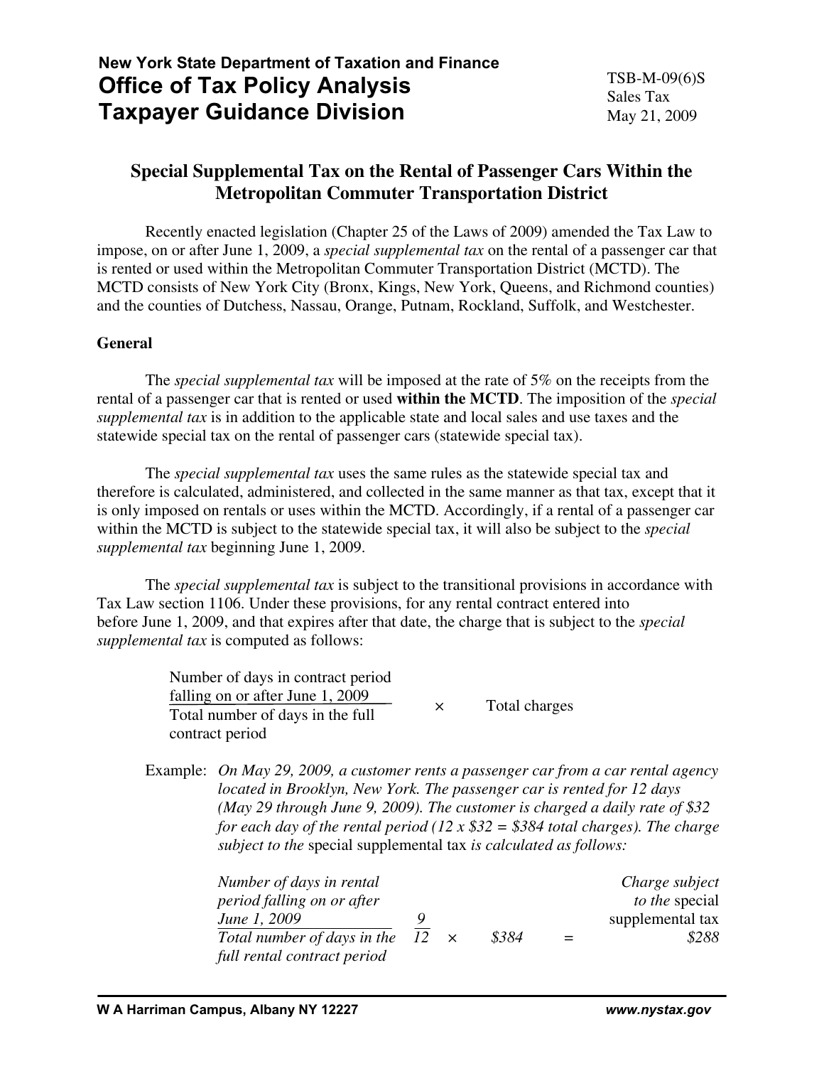**New York State Department of Taxation and Finance**
# Office of Tax Policy Analysis
# Taxpayer Guidance Division

TSB-M-09(6)S
Sales Tax
May 21, 2009

## Special Supplemental Tax on the Rental of Passenger Cars Within the Metropolitan Commuter Transportation District

Recently enacted legislation (Chapter 25 of the Laws of 2009) amended the Tax Law to impose, on or after June 1, 2009, a *special supplemental tax* on the rental of a passenger car that is rented or used within the Metropolitan Commuter Transportation District (MCTD). The MCTD consists of New York City (Bronx, Kings, New York, Queens, and Richmond counties) and the counties of Dutchess, Nassau, Orange, Putnam, Rockland, Suffolk, and Westchester.

### General

The *special supplemental tax* will be imposed at the rate of 5% on the receipts from the rental of a passenger car that is rented or used **within the MCTD**. The imposition of the *special supplemental tax* is in addition to the applicable state and local sales and use taxes and the statewide special tax on the rental of passenger cars (statewide special tax).

The *special supplemental tax* uses the same rules as the statewide special tax and therefore is calculated, administered, and collected in the same manner as that tax, except that it is only imposed on rentals or uses within the MCTD. Accordingly, if a rental of a passenger car within the MCTD is subject to the statewide special tax, it will also be subject to the *special supplemental tax* beginning June 1, 2009.

The *special supplemental tax* is subject to the transitional provisions in accordance with Tax Law section 1106. Under these provisions, for any rental contract entered into before June 1, 2009, and that expires after that date, the charge that is subject to the *special supplemental tax* is computed as follows:

$$\frac{\text{Number of days in contract period falling on or after June 1, 2009}}{\text{Total number of days in the full contract period}} \times \text{Total charges}$$

Example: *On May 29, 2009, a customer rents a passenger car from a car rental agency located in Brooklyn, New York. The passenger car is rented for 12 days (May 29 through June 9, 2009). The customer is charged a daily rate of $32 for each day of the rental period (12 x $32 = $384 total charges). The charge subject to the* special supplemental tax *is calculated as follows:*

$$\frac{\textit{Number of days in rental period falling on or after June 1, 2009}}{\textit{Total number of days in the full rental contract period}} \quad \frac{9}{12} \times \$384 = \$288 \quad \textit{Charge subject to the special supplemental tax}$$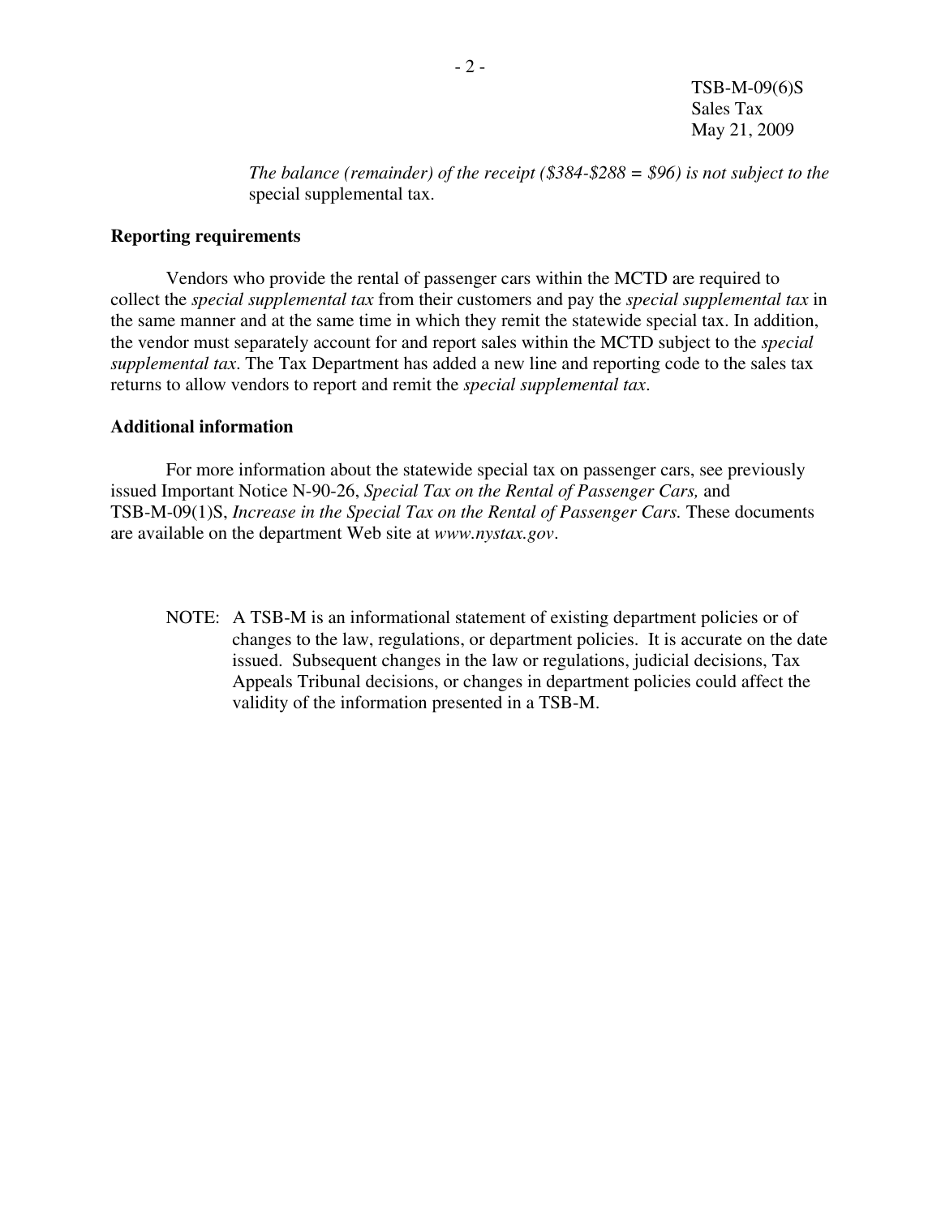*The balance (remainder) of the receipt ($384-$288 = $96) is not subject to the* special supplemental tax.

### Reporting requirements

Vendors who provide the rental of passenger cars within the MCTD are required to collect the *special supplemental tax* from their customers and pay the *special supplemental tax* in the same manner and at the same time in which they remit the statewide special tax. In addition, the vendor must separately account for and report sales within the MCTD subject to the *special supplemental tax*. The Tax Department has added a new line and reporting code to the sales tax returns to allow vendors to report and remit the *special supplemental tax*.

### Additional information

For more information about the statewide special tax on passenger cars, see previously issued Important Notice N-90-26, *Special Tax on the Rental of Passenger Cars,* and TSB-M-09(1)S, *Increase in the Special Tax on the Rental of Passenger Cars.* These documents are available on the department Web site at *www.nystax.gov*.

NOTE: A TSB-M is an informational statement of existing department policies or of changes to the law, regulations, or department policies. It is accurate on the date issued. Subsequent changes in the law or regulations, judicial decisions, Tax Appeals Tribunal decisions, or changes in department policies could affect the validity of the information presented in a TSB-M.